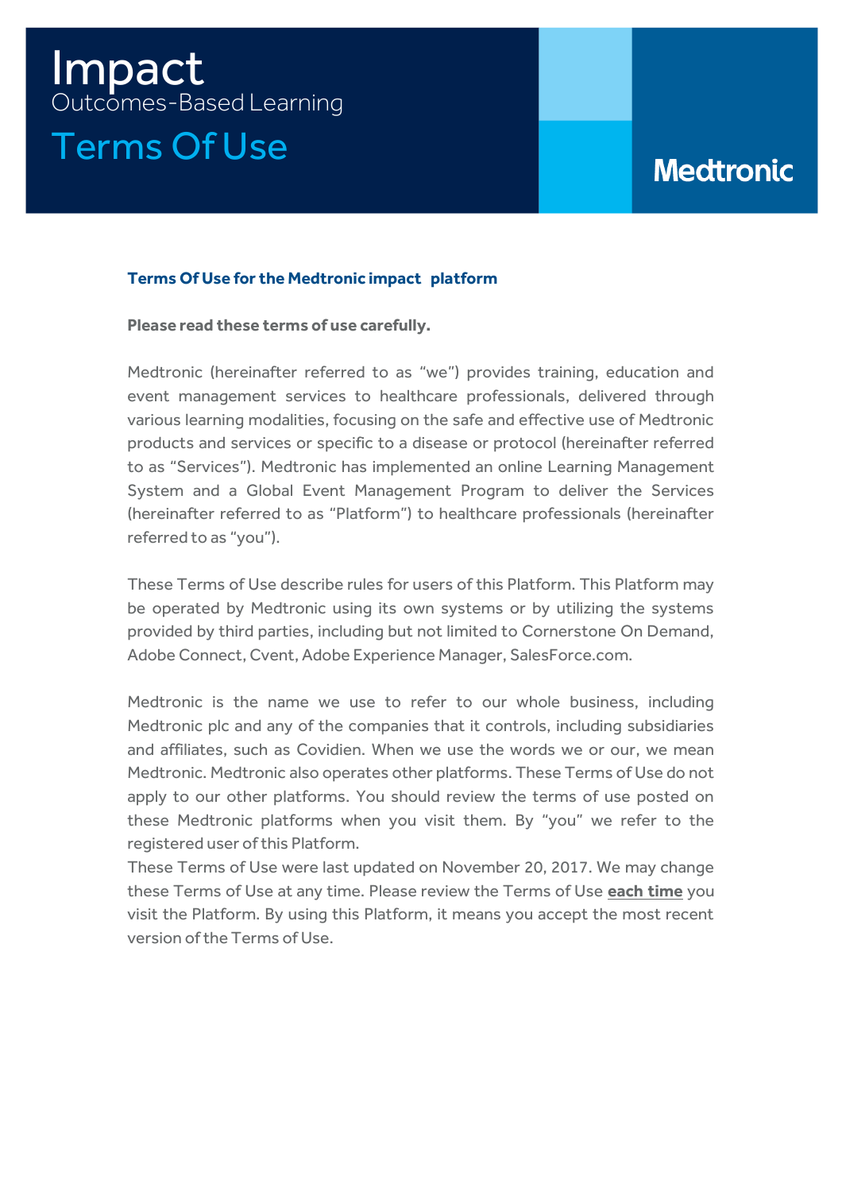# Impact

Outcomes-Based Learning

## Terms Of Use

Medtronic

### Terms Of Use for the Medtronic impact platform

**Please read these terms of use carefully.**

Medtronic (hereinafter referred to as "we") provides training, education and event management services to healthcare professionals, delivered through various learning modalities, focusing on the safe and effective use of Medtronic products and services or specific to a disease or protocol (hereinafter referred to as "Services"). Medtronic has implemented an online Learning Management System and a Global Event Management Program to deliver the Services (hereinafter referred to as "Platform") to healthcare professionals (hereinafter referred to as "you").

These Terms of Use describe rules for users of this Platform. This Platform may be operated by Medtronic using its own systems or by utilizing the systems provided by third parties, including but not limited to Cornerstone On Demand, Adobe Connect, Cvent, Adobe Experience Manager, SalesForce.com.

Medtronic is the name we use to refer to our whole business, including Medtronic plc and any of the companies that it controls, including subsidiaries and affiliates, such as Covidien. When we use the words we or our, we mean Medtronic. Medtronic also operates other platforms. These Terms of Use do not apply to our other platforms. You should review the terms of use posted on these Medtronic platforms when you visit them. By "you" we refer to the registered user of this Platform.
These Terms of Use were last updated on November 20, 2017. We may change these Terms of Use at any time. Please review the Terms of Use **each time** you visit the Platform. By using this Platform, it means you accept the most recent version of the Terms of Use.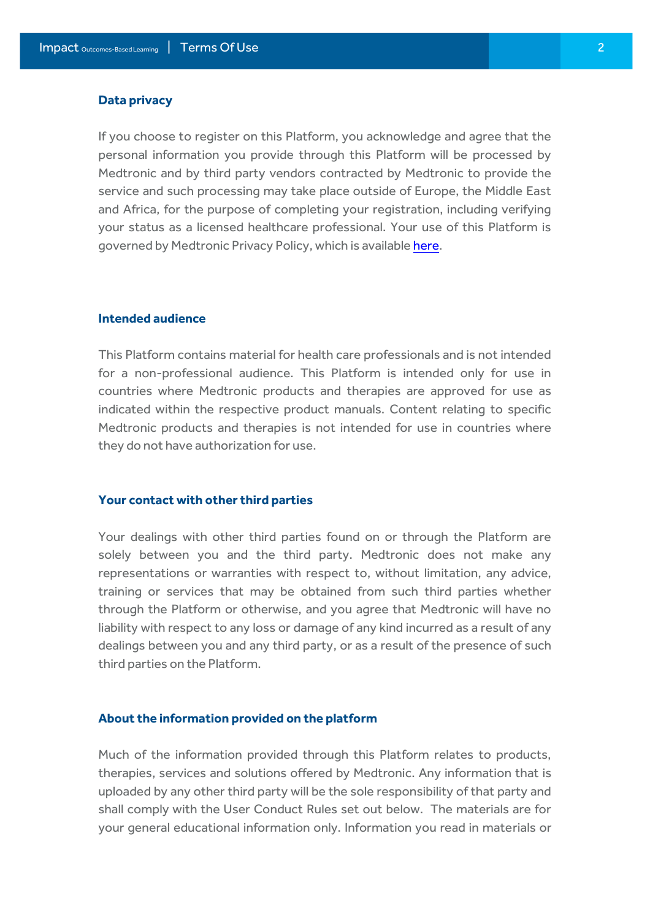## Data privacy

If you choose to register on this Platform, you acknowledge and agree that the personal information you provide through this Platform will be processed by Medtronic and by third party vendors contracted by Medtronic to provide the service and such processing may take place outside of Europe, the Middle East and Africa, for the purpose of completing your registration, including verifying your status as a licensed healthcare professional. Your use of this Platform is governed by Medtronic Privacy Policy, which is available here.

## Intended audience

This Platform contains material for health care professionals and is not intended for a non-professional audience. This Platform is intended only for use in countries where Medtronic products and therapies are approved for use as indicated within the respective product manuals. Content relating to specific Medtronic products and therapies is not intended for use in countries where they do not have authorization for use.

## Your contact with other third parties

Your dealings with other third parties found on or through the Platform are solely between you and the third party. Medtronic does not make any representations or warranties with respect to, without limitation, any advice, training or services that may be obtained from such third parties whether through the Platform or otherwise, and you agree that Medtronic will have no liability with respect to any loss or damage of any kind incurred as a result of any dealings between you and any third party, or as a result of the presence of such third parties on the Platform.

## About the information provided on the platform

Much of the information provided through this Platform relates to products, therapies, services and solutions offered by Medtronic. Any information that is uploaded by any other third party will be the sole responsibility of that party and shall comply with the User Conduct Rules set out below. The materials are for your general educational information only. Information you read in materials or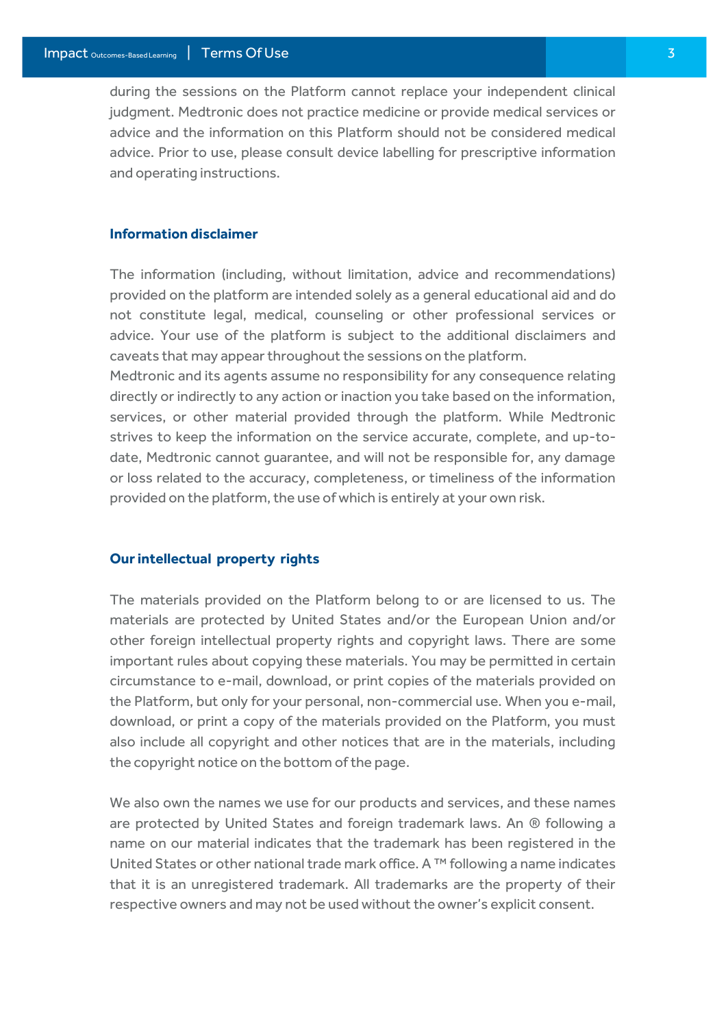during the sessions on the Platform cannot replace your independent clinical judgment. Medtronic does not practice medicine or provide medical services or advice and the information on this Platform should not be considered medical advice. Prior to use, please consult device labelling for prescriptive information and operating instructions.

### Information disclaimer

The information (including, without limitation, advice and recommendations) provided on the platform are intended solely as a general educational aid and do not constitute legal, medical, counseling or other professional services or advice. Your use of the platform is subject to the additional disclaimers and caveats that may appear throughout the sessions on the platform.
Medtronic and its agents assume no responsibility for any consequence relating directly or indirectly to any action or inaction you take based on the information, services, or other material provided through the platform. While Medtronic strives to keep the information on the service accurate, complete, and up-to-date, Medtronic cannot guarantee, and will not be responsible for, any damage or loss related to the accuracy, completeness, or timeliness of the information provided on the platform, the use of which is entirely at your own risk.

### Our intellectual property rights

The materials provided on the Platform belong to or are licensed to us. The materials are protected by United States and/or the European Union and/or other foreign intellectual property rights and copyright laws. There are some important rules about copying these materials. You may be permitted in certain circumstance to e-mail, download, or print copies of the materials provided on the Platform, but only for your personal, non-commercial use. When you e-mail, download, or print a copy of the materials provided on the Platform, you must also include all copyright and other notices that are in the materials, including the copyright notice on the bottom of the page.

We also own the names we use for our products and services, and these names are protected by United States and foreign trademark laws. An ® following a name on our material indicates that the trademark has been registered in the United States or other national trade mark office. A ™ following a name indicates that it is an unregistered trademark. All trademarks are the property of their respective owners and may not be used without the owner's explicit consent.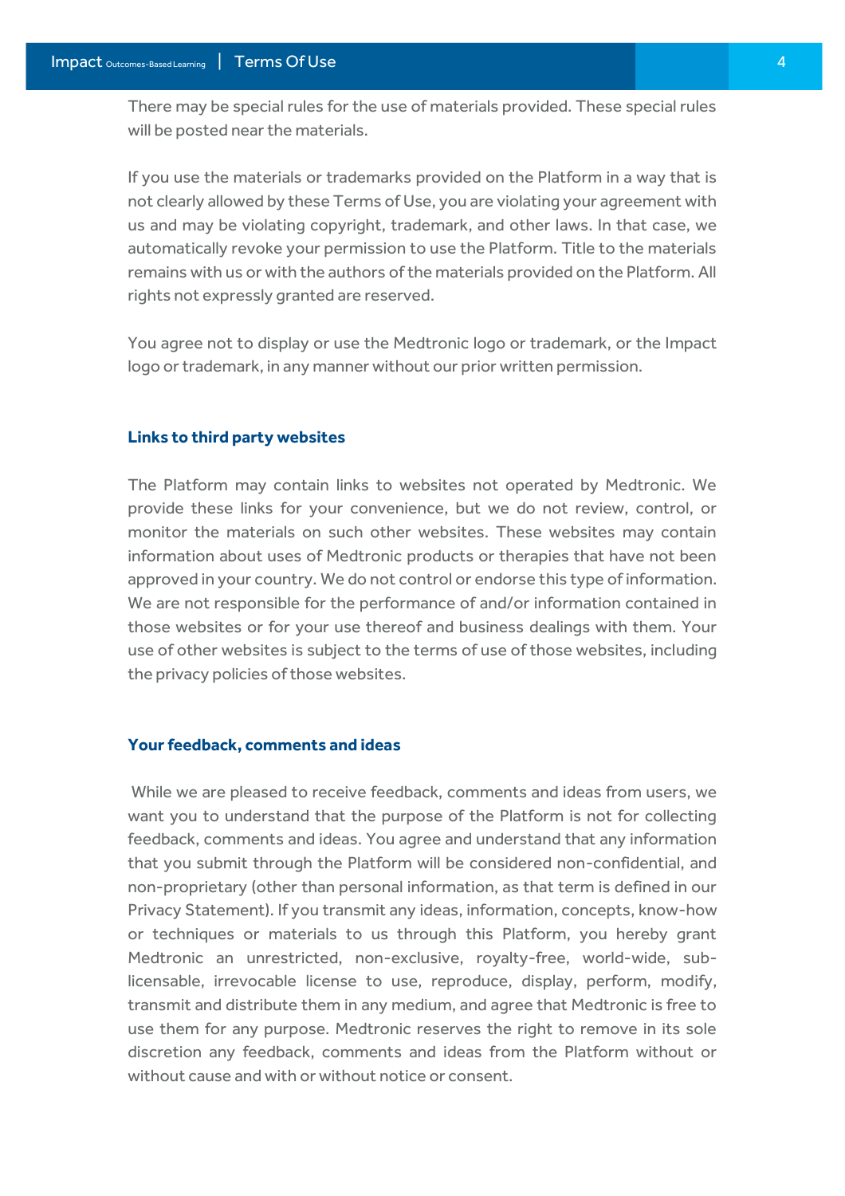There may be special rules for the use of materials provided. These special rules will be posted near the materials.

If you use the materials or trademarks provided on the Platform in a way that is not clearly allowed by these Terms of Use, you are violating your agreement with us and may be violating copyright, trademark, and other laws. In that case, we automatically revoke your permission to use the Platform. Title to the materials remains with us or with the authors of the materials provided on the Platform. All rights not expressly granted are reserved.

You agree not to display or use the Medtronic logo or trademark, or the Impact logo or trademark, in any manner without our prior written permission.

## Links to third party websites

The Platform may contain links to websites not operated by Medtronic. We provide these links for your convenience, but we do not review, control, or monitor the materials on such other websites. These websites may contain information about uses of Medtronic products or therapies that have not been approved in your country. We do not control or endorse this type of information. We are not responsible for the performance of and/or information contained in those websites or for your use thereof and business dealings with them. Your use of other websites is subject to the terms of use of those websites, including the privacy policies of those websites.

## Your feedback, comments and ideas

While we are pleased to receive feedback, comments and ideas from users, we want you to understand that the purpose of the Platform is not for collecting feedback, comments and ideas. You agree and understand that any information that you submit through the Platform will be considered non-confidential, and non-proprietary (other than personal information, as that term is defined in our Privacy Statement). If you transmit any ideas, information, concepts, know-how or techniques or materials to us through this Platform, you hereby grant Medtronic an unrestricted, non-exclusive, royalty-free, world-wide, sub-licensable, irrevocable license to use, reproduce, display, perform, modify, transmit and distribute them in any medium, and agree that Medtronic is free to use them for any purpose. Medtronic reserves the right to remove in its sole discretion any feedback, comments and ideas from the Platform without or without cause and with or without notice or consent.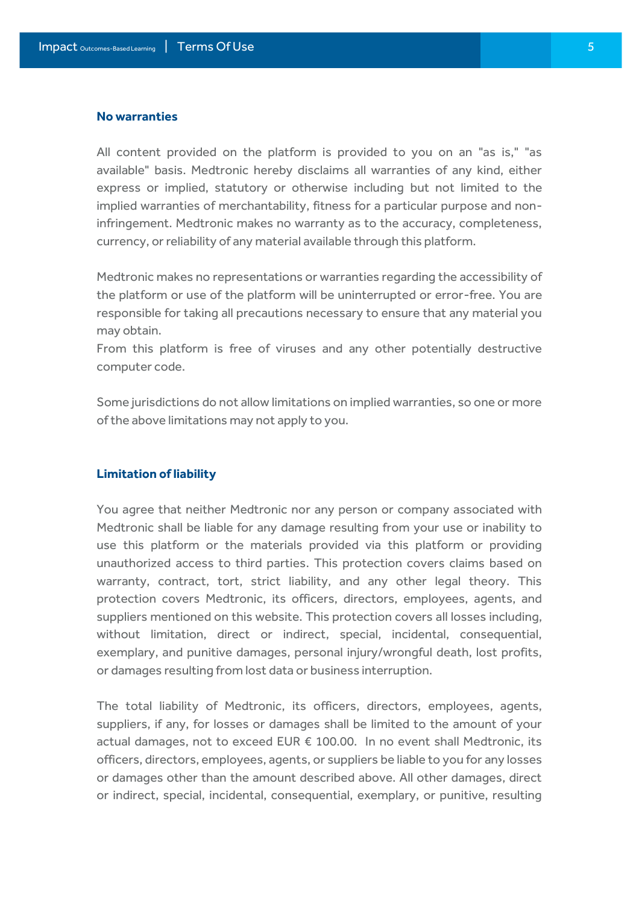### No warranties

All content provided on the platform is provided to you on an "as is," "as available" basis. Medtronic hereby disclaims all warranties of any kind, either express or implied, statutory or otherwise including but not limited to the implied warranties of merchantability, fitness for a particular purpose and non-infringement. Medtronic makes no warranty as to the accuracy, completeness, currency, or reliability of any material available through this platform.

Medtronic makes no representations or warranties regarding the accessibility of the platform or use of the platform will be uninterrupted or error-free. You are responsible for taking all precautions necessary to ensure that any material you may obtain.
From this platform is free of viruses and any other potentially destructive computer code.

Some jurisdictions do not allow limitations on implied warranties, so one or more of the above limitations may not apply to you.

### Limitation of liability

You agree that neither Medtronic nor any person or company associated with Medtronic shall be liable for any damage resulting from your use or inability to use this platform or the materials provided via this platform or providing unauthorized access to third parties. This protection covers claims based on warranty, contract, tort, strict liability, and any other legal theory. This protection covers Medtronic, its officers, directors, employees, agents, and suppliers mentioned on this website. This protection covers all losses including, without limitation, direct or indirect, special, incidental, consequential, exemplary, and punitive damages, personal injury/wrongful death, lost profits, or damages resulting from lost data or business interruption.

The total liability of Medtronic, its officers, directors, employees, agents, suppliers, if any, for losses or damages shall be limited to the amount of your actual damages, not to exceed EUR € 100.00. In no event shall Medtronic, its officers, directors, employees, agents, or suppliers be liable to you for any losses or damages other than the amount described above. All other damages, direct or indirect, special, incidental, consequential, exemplary, or punitive, resulting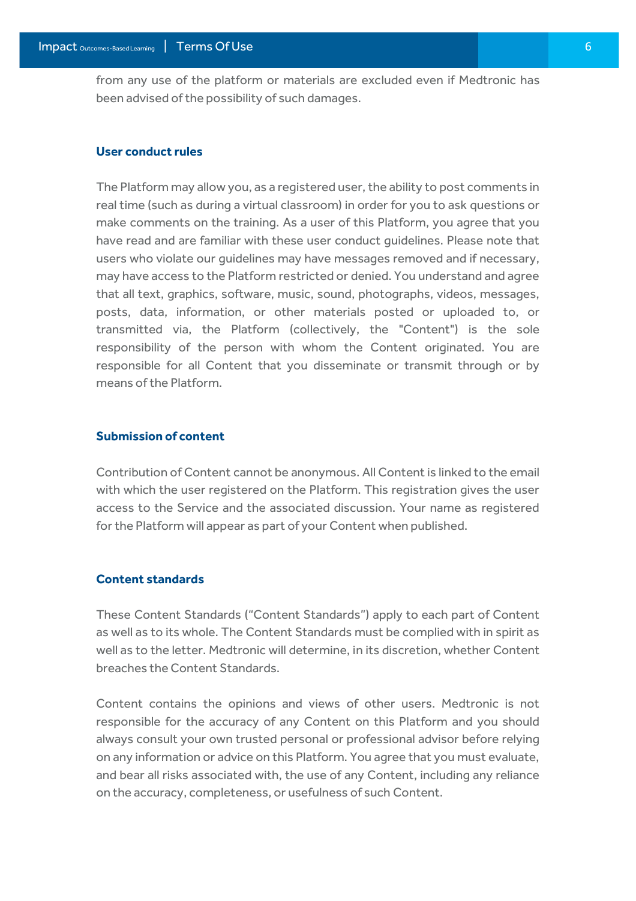from any use of the platform or materials are excluded even if Medtronic has been advised of the possibility of such damages.

## User conduct rules

The Platform may allow you, as a registered user, the ability to post comments in real time (such as during a virtual classroom) in order for you to ask questions or make comments on the training. As a user of this Platform, you agree that you have read and are familiar with these user conduct guidelines. Please note that users who violate our guidelines may have messages removed and if necessary, may have access to the Platform restricted or denied. You understand and agree that all text, graphics, software, music, sound, photographs, videos, messages, posts, data, information, or other materials posted or uploaded to, or transmitted via, the Platform (collectively, the "Content") is the sole responsibility of the person with whom the Content originated. You are responsible for all Content that you disseminate or transmit through or by means of the Platform.

## Submission of content

Contribution of Content cannot be anonymous. All Content is linked to the email with which the user registered on the Platform. This registration gives the user access to the Service and the associated discussion. Your name as registered for the Platform will appear as part of your Content when published.

## Content standards

These Content Standards ("Content Standards") apply to each part of Content as well as to its whole. The Content Standards must be complied with in spirit as well as to the letter. Medtronic will determine, in its discretion, whether Content breaches the Content Standards.

Content contains the opinions and views of other users. Medtronic is not responsible for the accuracy of any Content on this Platform and you should always consult your own trusted personal or professional advisor before relying on any information or advice on this Platform. You agree that you must evaluate, and bear all risks associated with, the use of any Content, including any reliance on the accuracy, completeness, or usefulness of such Content.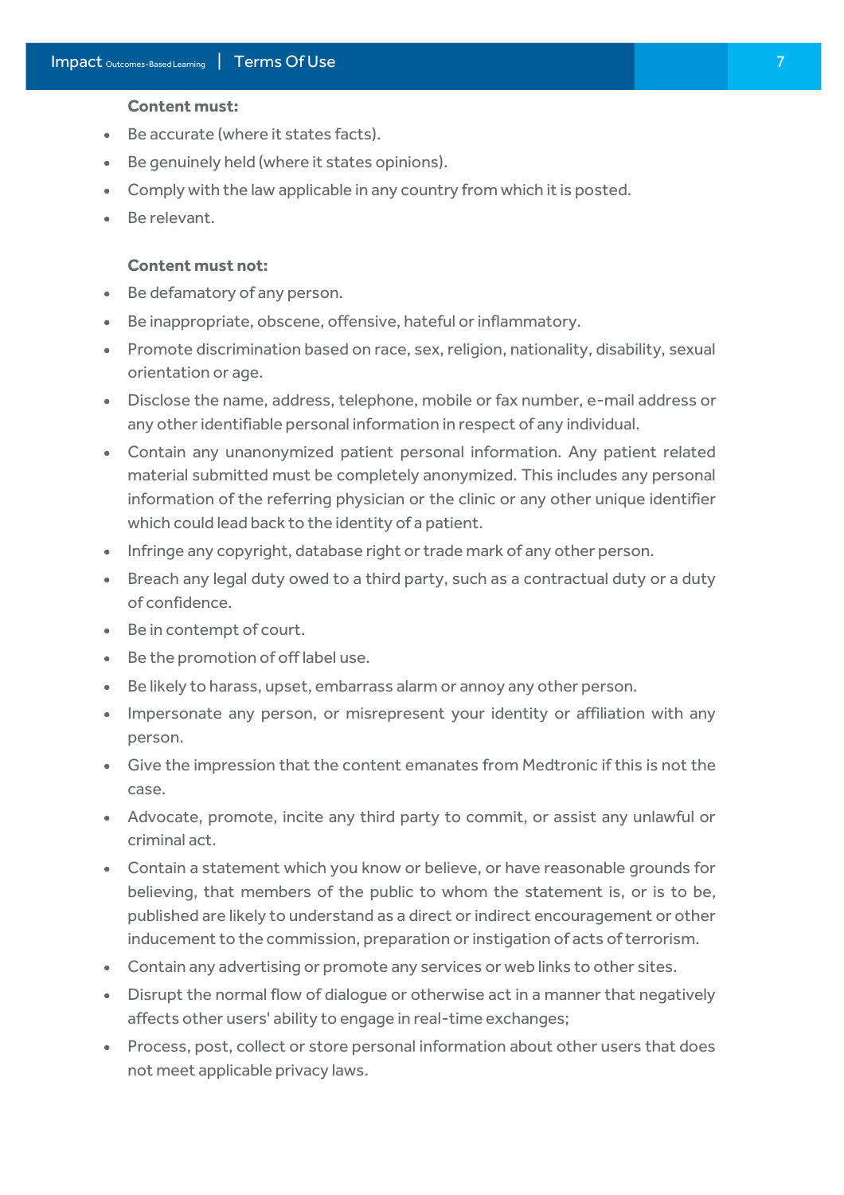**Content must:**

- Be accurate (where it states facts).
- Be genuinely held (where it states opinions).
- Comply with the law applicable in any country from which it is posted.
- Be relevant.

**Content must not:**

- Be defamatory of any person.
- Be inappropriate, obscene, offensive, hateful or inflammatory.
- Promote discrimination based on race, sex, religion, nationality, disability, sexual orientation or age.
- Disclose the name, address, telephone, mobile or fax number, e-mail address or any other identifiable personal information in respect of any individual.
- Contain any unanonymized patient personal information. Any patient related material submitted must be completely anonymized. This includes any personal information of the referring physician or the clinic or any other unique identifier which could lead back to the identity of a patient.
- Infringe any copyright, database right or trade mark of any other person.
- Breach any legal duty owed to a third party, such as a contractual duty or a duty of confidence.
- Be in contempt of court.
- Be the promotion of off label use.
- Be likely to harass, upset, embarrass alarm or annoy any other person.
- Impersonate any person, or misrepresent your identity or affiliation with any person.
- Give the impression that the content emanates from Medtronic if this is not the case.
- Advocate, promote, incite any third party to commit, or assist any unlawful or criminal act.
- Contain a statement which you know or believe, or have reasonable grounds for believing, that members of the public to whom the statement is, or is to be, published are likely to understand as a direct or indirect encouragement or other inducement to the commission, preparation or instigation of acts of terrorism.
- Contain any advertising or promote any services or web links to other sites.
- Disrupt the normal flow of dialogue or otherwise act in a manner that negatively affects other users' ability to engage in real-time exchanges;
- Process, post, collect or store personal information about other users that does not meet applicable privacy laws.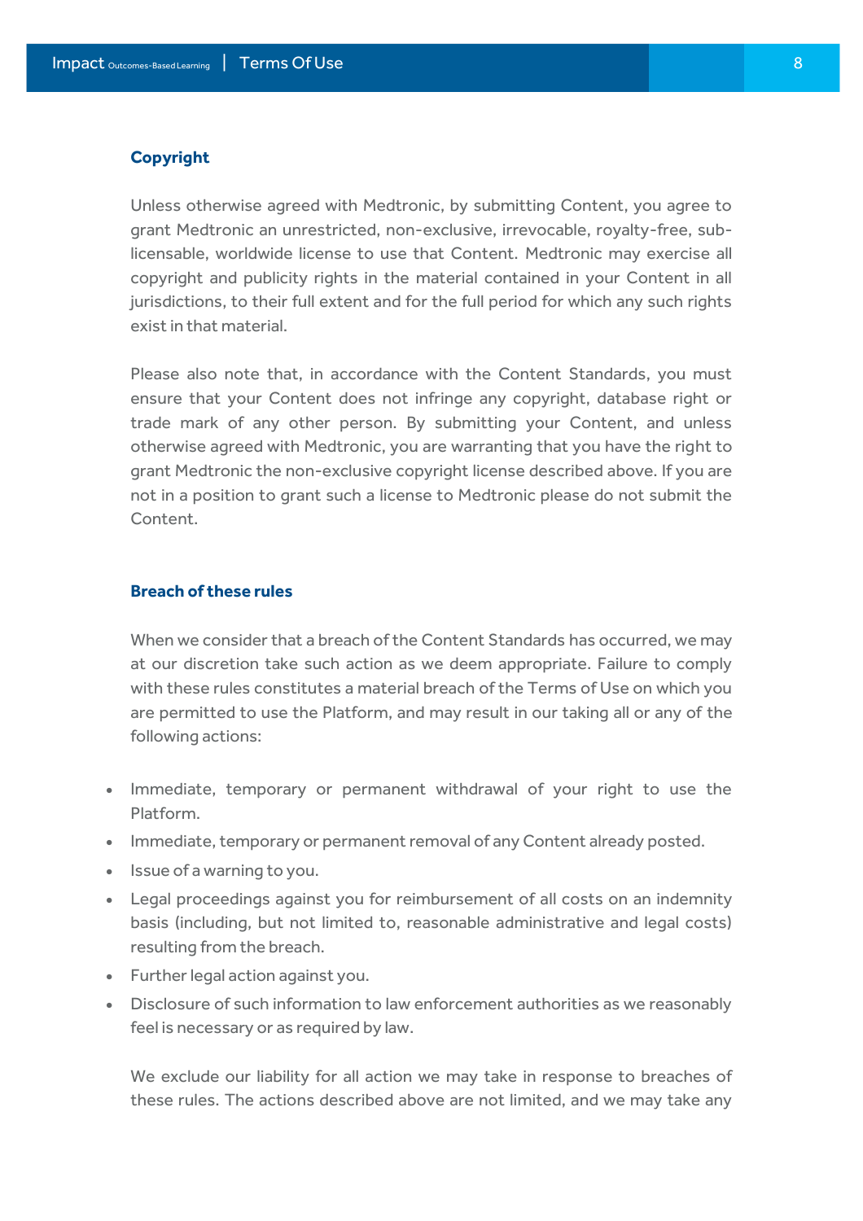### Copyright

Unless otherwise agreed with Medtronic, by submitting Content, you agree to grant Medtronic an unrestricted, non-exclusive, irrevocable, royalty-free, sub-licensable, worldwide license to use that Content. Medtronic may exercise all copyright and publicity rights in the material contained in your Content in all jurisdictions, to their full extent and for the full period for which any such rights exist in that material.

Please also note that, in accordance with the Content Standards, you must ensure that your Content does not infringe any copyright, database right or trade mark of any other person. By submitting your Content, and unless otherwise agreed with Medtronic, you are warranting that you have the right to grant Medtronic the non-exclusive copyright license described above. If you are not in a position to grant such a license to Medtronic please do not submit the Content.

### Breach of these rules

When we consider that a breach of the Content Standards has occurred, we may at our discretion take such action as we deem appropriate. Failure to comply with these rules constitutes a material breach of the Terms of Use on which you are permitted to use the Platform, and may result in our taking all or any of the following actions:

- Immediate, temporary or permanent withdrawal of your right to use the Platform.
- Immediate, temporary or permanent removal of any Content already posted.
- Issue of a warning to you.
- Legal proceedings against you for reimbursement of all costs on an indemnity basis (including, but not limited to, reasonable administrative and legal costs) resulting from the breach.
- Further legal action against you.
- Disclosure of such information to law enforcement authorities as we reasonably feel is necessary or as required by law.

We exclude our liability for all action we may take in response to breaches of these rules. The actions described above are not limited, and we may take any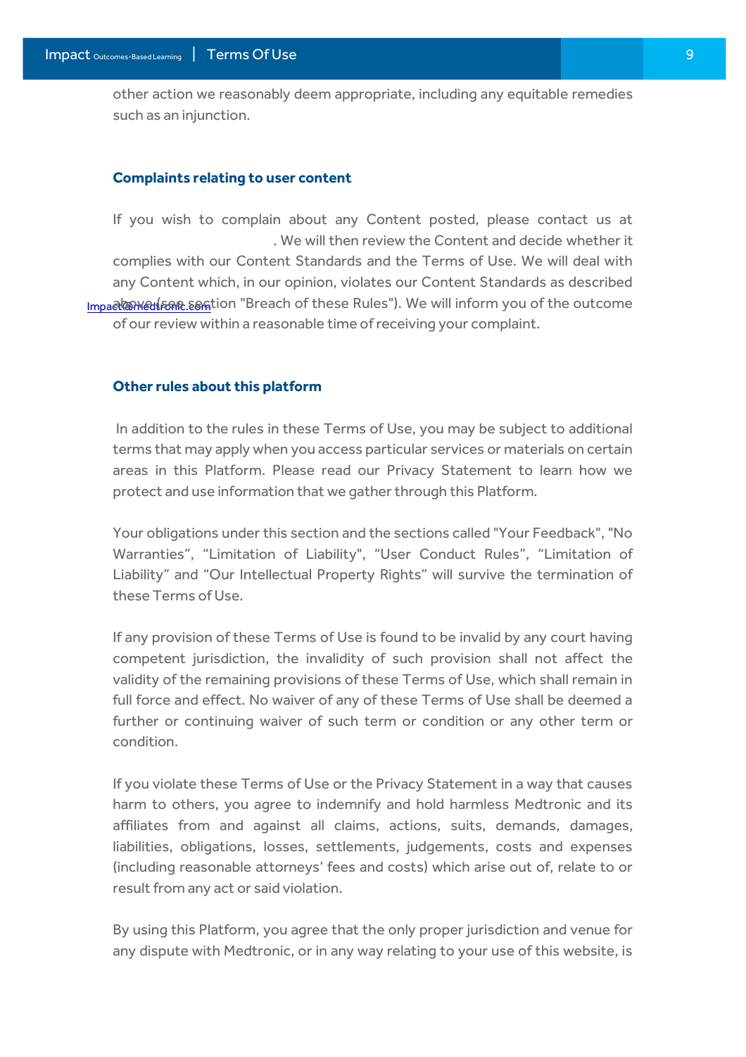other action we reasonably deem appropriate, including any equitable remedies such as an injunction.

### Complaints relating to user content

If you wish to complain about any Content posted, please contact us at Impact@medtronic.com. We will then review the Content and decide whether it complies with our Content Standards and the Terms of Use. We will deal with any Content which, in our opinion, violates our Content Standards as described above (see section "Breach of these Rules"). We will inform you of the outcome of our review within a reasonable time of receiving your complaint.

### Other rules about this platform

In addition to the rules in these Terms of Use, you may be subject to additional terms that may apply when you access particular services or materials on certain areas in this Platform. Please read our Privacy Statement to learn how we protect and use information that we gather through this Platform.

Your obligations under this section and the sections called "Your Feedback", "No Warranties", "Limitation of Liability", "User Conduct Rules", "Limitation of Liability" and "Our Intellectual Property Rights" will survive the termination of these Terms of Use.

If any provision of these Terms of Use is found to be invalid by any court having competent jurisdiction, the invalidity of such provision shall not affect the validity of the remaining provisions of these Terms of Use, which shall remain in full force and effect. No waiver of any of these Terms of Use shall be deemed a further or continuing waiver of such term or condition or any other term or condition.

If you violate these Terms of Use or the Privacy Statement in a way that causes harm to others, you agree to indemnify and hold harmless Medtronic and its affiliates from and against all claims, actions, suits, demands, damages, liabilities, obligations, losses, settlements, judgements, costs and expenses (including reasonable attorneys' fees and costs) which arise out of, relate to or result from any act or said violation.

By using this Platform, you agree that the only proper jurisdiction and venue for any dispute with Medtronic, or in any way relating to your use of this website, is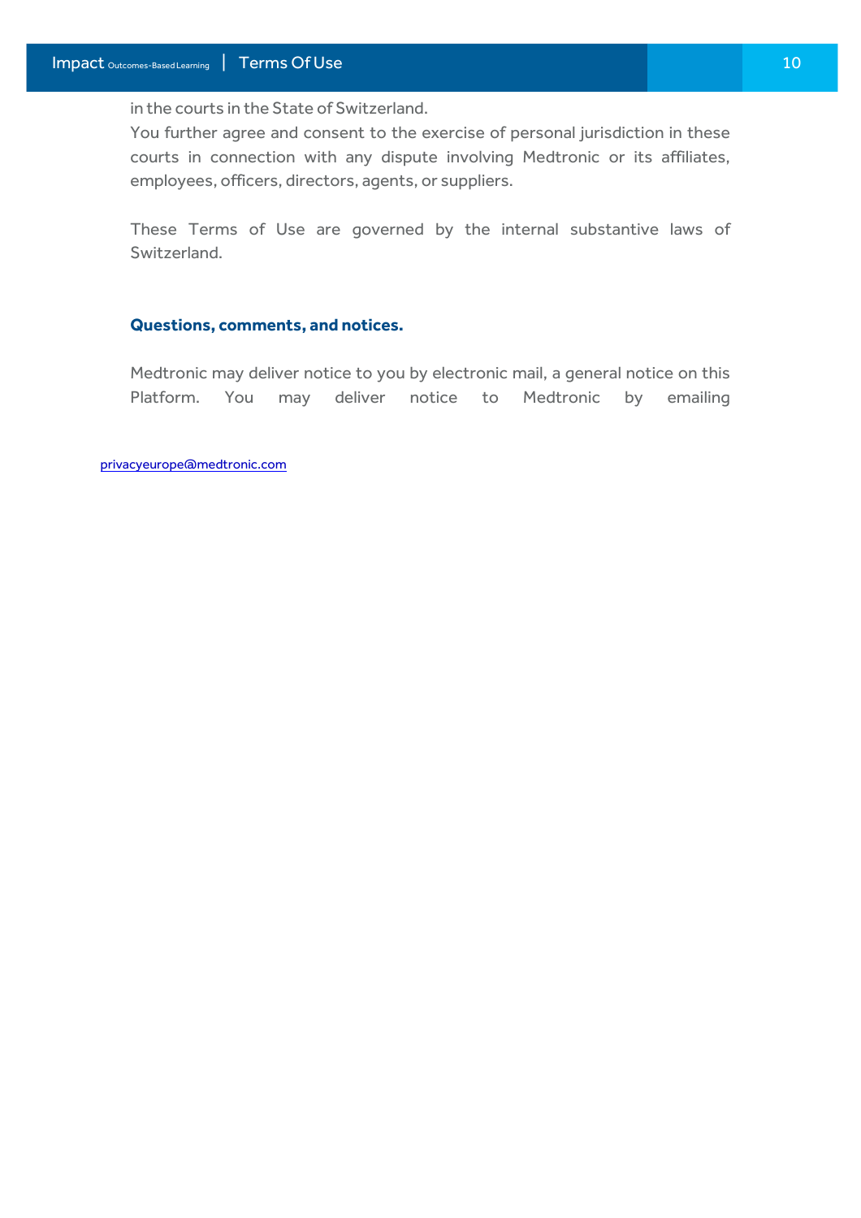in the courts in the State of Switzerland.
You further agree and consent to the exercise of personal jurisdiction in these courts in connection with any dispute involving Medtronic or its affiliates, employees, officers, directors, agents, or suppliers.

These Terms of Use are governed by the internal substantive laws of Switzerland.

**Questions, comments, and notices.**

Medtronic may deliver notice to you by electronic mail, a general notice on this Platform. You may deliver notice to Medtronic by emailing

privacyeurope@medtronic.com